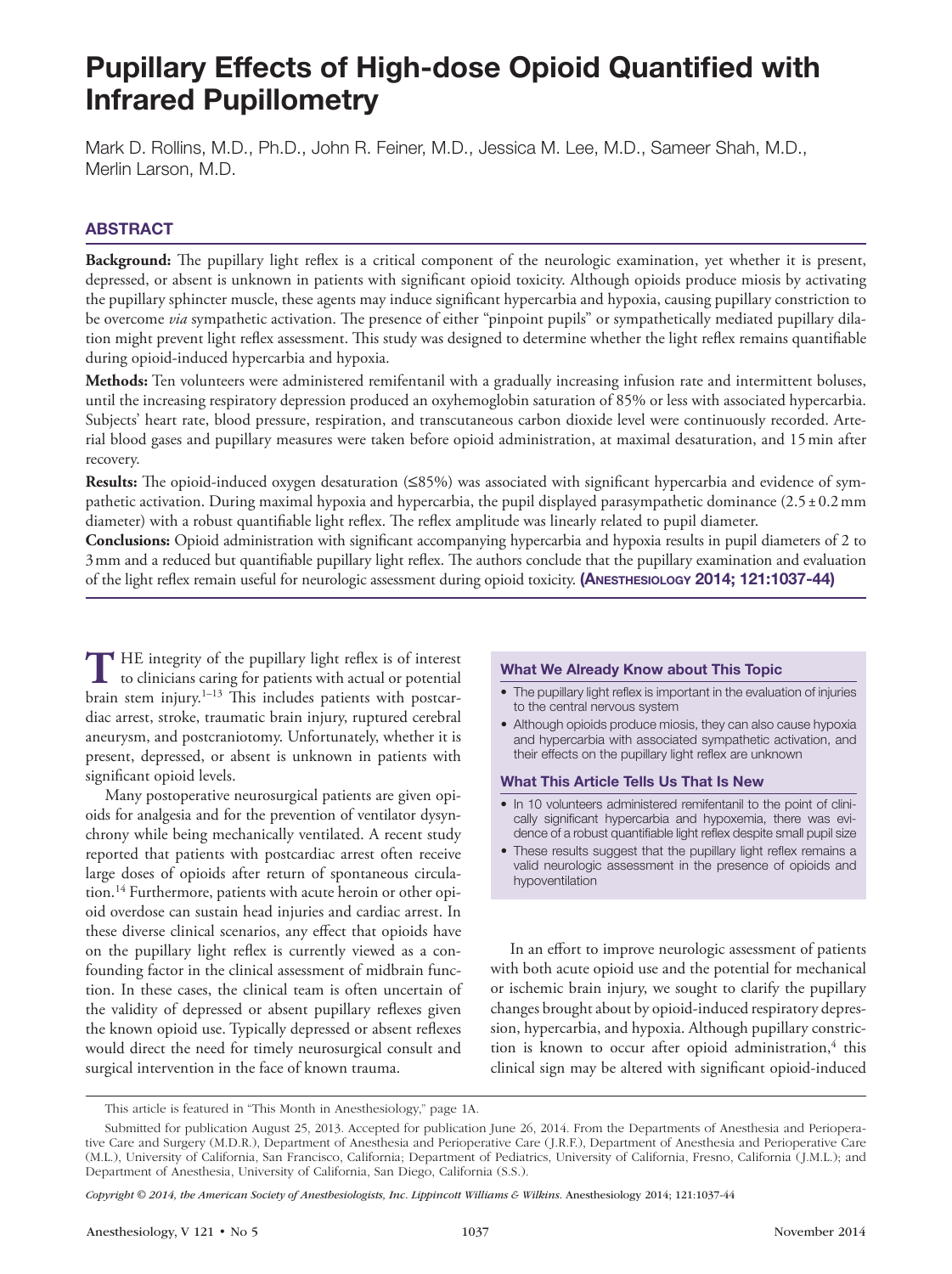# Pupillary Effects of High-dose Opioid Quantified with Infrared Pupillometry

Mark D. Rollins, M.D., Ph.D., John R. Feiner, M.D., Jessica M. Lee, M.D., Sameer Shah, M.D., Merlin Larson, M.D.

## ABSTRACT

**Background:** The pupillary light reflex is a critical component of the neurologic examination, yet whether it is present, depressed, or absent is unknown in patients with significant opioid toxicity. Although opioids produce miosis by activating the pupillary sphincter muscle, these agents may induce significant hypercarbia and hypoxia, causing pupillary constriction to be overcome *via* sympathetic activation. The presence of either "pinpoint pupils" or sympathetically mediated pupillary dilation might prevent light reflex assessment. This study was designed to determine whether the light reflex remains quantifiable during opioid-induced hypercarbia and hypoxia.

**Methods:** Ten volunteers were administered remifentanil with a gradually increasing infusion rate and intermittent boluses, until the increasing respiratory depression produced an oxyhemoglobin saturation of 85% or less with associated hypercarbia. Subjects' heart rate, blood pressure, respiration, and transcutaneous carbon dioxide level were continuously recorded. Arterial blood gases and pupillary measures were taken before opioid administration, at maximal desaturation, and 15 min after recovery.

**Results:** The opioid-induced oxygen desaturation (≤85%) was associated with significant hypercarbia and evidence of sympathetic activation. During maximal hypoxia and hypercarbia, the pupil displayed parasympathetic dominance (2.5 ± 0.2 mm diameter) with a robust quantifiable light reflex. The reflex amplitude was linearly related to pupil diameter.

**Conclusions:** Opioid administration with significant accompanying hypercarbia and hypoxia results in pupil diameters of 2 to 3 mm and a reduced but quantifiable pupillary light reflex. The authors conclude that the pupillary examination and evaluation of the light reflex remain useful for neurologic assessment during opioid toxicity. **(ANESTHESIOLOGY 2014; 121:1037-44)**

THE integrity of the pupillary light reflex is of interest to clinicians caring for patients with actual or potential brain stem injury.[1–13] This includes patients with postcardiac arrest, stroke, traumatic brain injury, ruptured cerebral aneurysm, and postcraniotomy. Unfortunately, whether it is present, depressed, or absent is unknown in patients with significant opioid levels.

Many postoperative neurosurgical patients are given opioids for analgesia and for the prevention of ventilator dysynchrony while being mechanically ventilated. A recent study reported that patients with postcardiac arrest often receive large doses of opioids after return of spontaneous circulation.[14] Furthermore, patients with acute heroin or other opioid overdose can sustain head injuries and cardiac arrest. In these diverse clinical scenarios, any effect that opioids have on the pupillary light reflex is currently viewed as a confounding factor in the clinical assessment of midbrain function. In these cases, the clinical team is often uncertain of the validity of depressed or absent pupillary reflexes given the known opioid use. Typically depressed or absent reflexes would direct the need for timely neurosurgical consult and surgical intervention in the face of known trauma.

### What We Already Know about This Topic

- The pupillary light reflex is important in the evaluation of injuries to the central nervous system
- Although opioids produce miosis, they can also cause hypoxia and hypercarbia with associated sympathetic activation, and their effects on the pupillary light reflex are unknown

### What This Article Tells Us That Is New

- In 10 volunteers administered remifentanil to the point of clinically significant hypercarbia and hypoxemia, there was evidence of a robust quantifiable light reflex despite small pupil size
- These results suggest that the pupillary light reflex remains a valid neurologic assessment in the presence of opioids and hypoventilation

In an effort to improve neurologic assessment of patients with both acute opioid use and the potential for mechanical or ischemic brain injury, we sought to clarify the pupillary changes brought about by opioid-induced respiratory depression, hypercarbia, and hypoxia. Although pupillary constriction is known to occur after opioid administration,[4] this clinical sign may be altered with significant opioid-induced

This article is featured in "This Month in Anesthesiology," page 1A.

Submitted for publication August 25, 2013. Accepted for publication June 26, 2014. From the Departments of Anesthesia and Perioperative Care and Surgery (M.D.R.), Department of Anesthesia and Perioperative Care (J.R.F.), Department of Anesthesia and Perioperative Care (M.L.), University of California, San Francisco, California; Department of Pediatrics, University of California, Fresno, California (J.M.L.); and Department of Anesthesia, University of California, San Diego, California (S.S.).

*Copyright © 2014, the American Society of Anesthesiologists, Inc. Lippincott Williams & Wilkins.* Anesthesiology 2014; 121:1037-44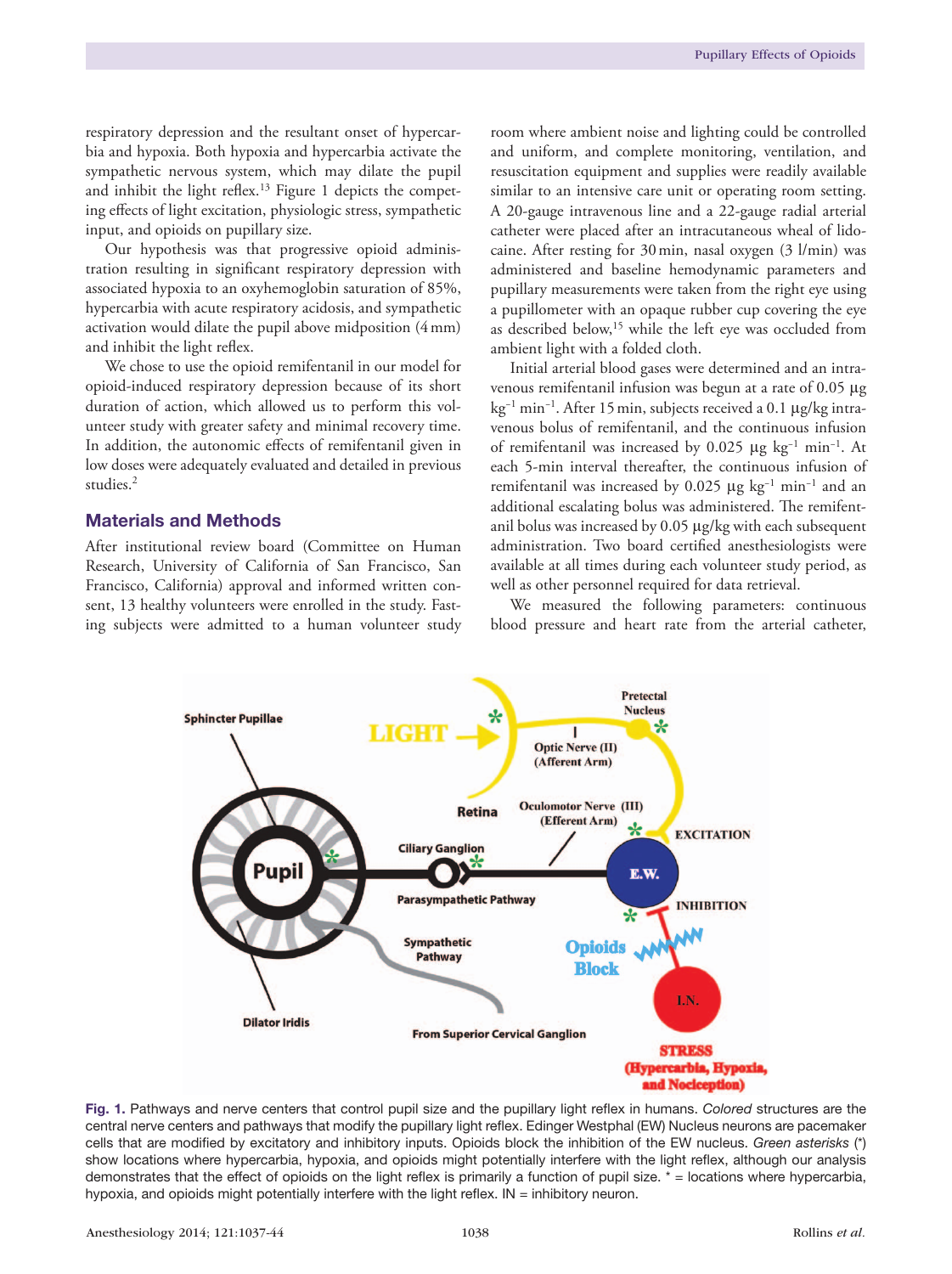respiratory depression and the resultant onset of hypercarbia and hypoxia. Both hypoxia and hypercarbia activate the sympathetic nervous system, which may dilate the pupil and inhibit the light reflex.[13] Figure 1 depicts the competing effects of light excitation, physiologic stress, sympathetic input, and opioids on pupillary size.

Our hypothesis was that progressive opioid administration resulting in significant respiratory depression with associated hypoxia to an oxyhemoglobin saturation of 85%, hypercarbia with acute respiratory acidosis, and sympathetic activation would dilate the pupil above midposition (4 mm) and inhibit the light reflex.

We chose to use the opioid remifentanil in our model for opioid-induced respiratory depression because of its short duration of action, which allowed us to perform this volunteer study with greater safety and minimal recovery time. In addition, the autonomic effects of remifentanil given in low doses were adequately evaluated and detailed in previous studies.[2]

## Materials and Methods

After institutional review board (Committee on Human Research, University of California of San Francisco, San Francisco, California) approval and informed written consent, 13 healthy volunteers were enrolled in the study. Fasting subjects were admitted to a human volunteer study room where ambient noise and lighting could be controlled and uniform, and complete monitoring, ventilation, and resuscitation equipment and supplies were readily available similar to an intensive care unit or operating room setting. A 20-gauge intravenous line and a 22-gauge radial arterial catheter were placed after an intracutaneous wheal of lidocaine. After resting for 30 min, nasal oxygen (3 l/min) was administered and baseline hemodynamic parameters and pupillary measurements were taken from the right eye using a pupillometer with an opaque rubber cup covering the eye as described below,[15] while the left eye was occluded from ambient light with a folded cloth.

Initial arterial blood gases were determined and an intravenous remifentanil infusion was begun at a rate of 0.05 μg $kg^{-1}$ $min^{-1}$. After 15 min, subjects received a 0.1 μg/kg intravenous bolus of remifentanil, and the continuous infusion of remifentanil was increased by 0.025 μg $kg^{-1}$ $min^{-1}$. At each 5-min interval thereafter, the continuous infusion of remifentanil was increased by 0.025 μg $kg^{-1}$ $min^{-1}$ and an additional escalating bolus was administered. The remifentanil bolus was increased by 0.05 μg/kg with each subsequent administration. Two board certified anesthesiologists were available at all times during each volunteer study period, as well as other personnel required for data retrieval.

We measured the following parameters: continuous blood pressure and heart rate from the arterial catheter,

**Fig. 1.** Pathways and nerve centers that control pupil size and the pupillary light reflex in humans. *Colored* structures are the central nerve centers and pathways that modify the pupillary light reflex. Edinger Westphal (EW) Nucleus neurons are pacemaker cells that are modified by excitatory and inhibitory inputs. Opioids block the inhibition of the EW nucleus. *Green asterisks* (*) show locations where hypercarbia, hypoxia, and opioids might potentially interfere with the light reflex, although our analysis demonstrates that the effect of opioids on the light reflex is primarily a function of pupil size. * = locations where hypercarbia, hypoxia, and opioids might potentially interfere with the light reflex. IN = inhibitory neuron.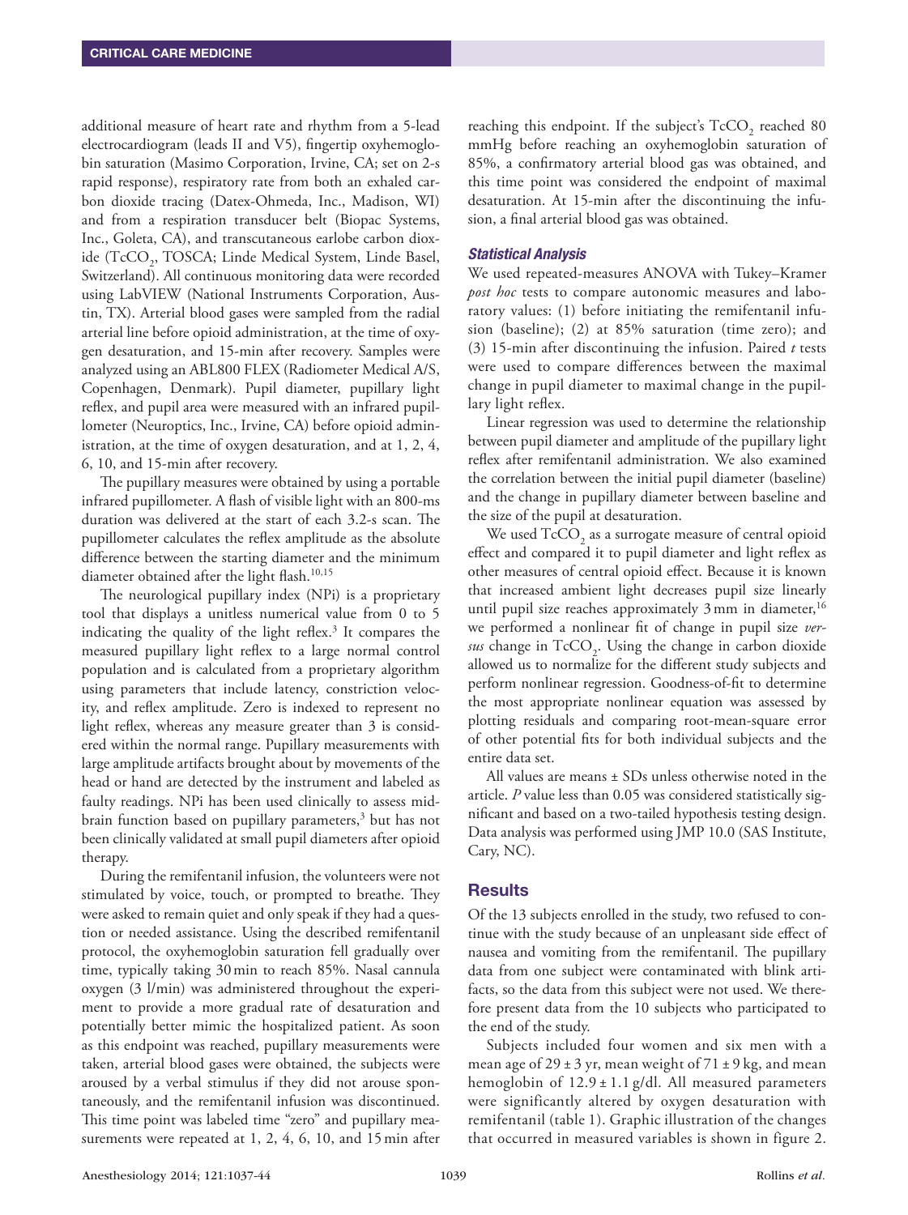additional measure of heart rate and rhythm from a 5-lead electrocardiogram (leads II and V5), fingertip oxyhemoglobin saturation (Masimo Corporation, Irvine, CA; set on 2-s rapid response), respiratory rate from both an exhaled carbon dioxide tracing (Datex-Ohmeda, Inc., Madison, WI) and from a respiration transducer belt (Biopac Systems, Inc., Goleta, CA), and transcutaneous earlobe carbon dioxide ($TcCO_2$, TOSCA; Linde Medical System, Linde Basel, Switzerland). All continuous monitoring data were recorded using LabVIEW (National Instruments Corporation, Austin, TX). Arterial blood gases were sampled from the radial arterial line before opioid administration, at the time of oxygen desaturation, and 15-min after recovery. Samples were analyzed using an ABL800 FLEX (Radiometer Medical A/S, Copenhagen, Denmark). Pupil diameter, pupillary light reflex, and pupil area were measured with an infrared pupillometer (Neuroptics, Inc., Irvine, CA) before opioid administration, at the time of oxygen desaturation, and at 1, 2, 4, 6, 10, and 15-min after recovery.

The pupillary measures were obtained by using a portable infrared pupillometer. A flash of visible light with an 800-ms duration was delivered at the start of each 3.2-s scan. The pupillometer calculates the reflex amplitude as the absolute difference between the starting diameter and the minimum diameter obtained after the light flash.[10,15]

The neurological pupillary index (NPi) is a proprietary tool that displays a unitless numerical value from 0 to 5 indicating the quality of the light reflex.[3] It compares the measured pupillary light reflex to a large normal control population and is calculated from a proprietary algorithm using parameters that include latency, constriction velocity, and reflex amplitude. Zero is indexed to represent no light reflex, whereas any measure greater than 3 is considered within the normal range. Pupillary measurements with large amplitude artifacts brought about by movements of the head or hand are detected by the instrument and labeled as faulty readings. NPi has been used clinically to assess midbrain function based on pupillary parameters,[3] but has not been clinically validated at small pupil diameters after opioid therapy.

During the remifentanil infusion, the volunteers were not stimulated by voice, touch, or prompted to breathe. They were asked to remain quiet and only speak if they had a question or needed assistance. Using the described remifentanil protocol, the oxyhemoglobin saturation fell gradually over time, typically taking 30 min to reach 85%. Nasal cannula oxygen (3 l/min) was administered throughout the experiment to provide a more gradual rate of desaturation and potentially better mimic the hospitalized patient. As soon as this endpoint was reached, pupillary measurements were taken, arterial blood gases were obtained, the subjects were aroused by a verbal stimulus if they did not arouse spontaneously, and the remifentanil infusion was discontinued. This time point was labeled time "zero" and pupillary measurements were repeated at 1, 2, 4, 6, 10, and 15 min after reaching this endpoint. If the subject's $TcCO_2$ reached 80 mmHg before reaching an oxyhemoglobin saturation of 85%, a confirmatory arterial blood gas was obtained, and this time point was considered the endpoint of maximal desaturation. At 15-min after the discontinuing the infusion, a final arterial blood gas was obtained.

### *Statistical Analysis*

We used repeated-measures ANOVA with Tukey–Kramer *post hoc* tests to compare autonomic measures and laboratory values: (1) before initiating the remifentanil infusion (baseline); (2) at 85% saturation (time zero); and (3) 15-min after discontinuing the infusion. Paired *t* tests were used to compare differences between the maximal change in pupil diameter to maximal change in the pupillary light reflex.

Linear regression was used to determine the relationship between pupil diameter and amplitude of the pupillary light reflex after remifentanil administration. We also examined the correlation between the initial pupil diameter (baseline) and the change in pupillary diameter between baseline and the size of the pupil at desaturation.

We used $TcCO_2$ as a surrogate measure of central opioid effect and compared it to pupil diameter and light reflex as other measures of central opioid effect. Because it is known that increased ambient light decreases pupil size linearly until pupil size reaches approximately 3 mm in diameter,[16] we performed a nonlinear fit of change in pupil size *versus* change in $TcCO_2$. Using the change in carbon dioxide allowed us to normalize for the different study subjects and perform nonlinear regression. Goodness-of-fit to determine the most appropriate nonlinear equation was assessed by plotting residuals and comparing root-mean-square error of other potential fits for both individual subjects and the entire data set.

All values are means ± SDs unless otherwise noted in the article. *P* value less than 0.05 was considered statistically significant and based on a two-tailed hypothesis testing design. Data analysis was performed using JMP 10.0 (SAS Institute, Cary, NC).

## Results

Of the 13 subjects enrolled in the study, two refused to continue with the study because of an unpleasant side effect of nausea and vomiting from the remifentanil. The pupillary data from one subject were contaminated with blink artifacts, so the data from this subject were not used. We therefore present data from the 10 subjects who participated to the end of the study.

Subjects included four women and six men with a mean age of 29 ± 3 yr, mean weight of 71 ± 9 kg, and mean hemoglobin of 12.9 ± 1.1 g/dl. All measured parameters were significantly altered by oxygen desaturation with remifentanil (table 1). Graphic illustration of the changes that occurred in measured variables is shown in figure 2.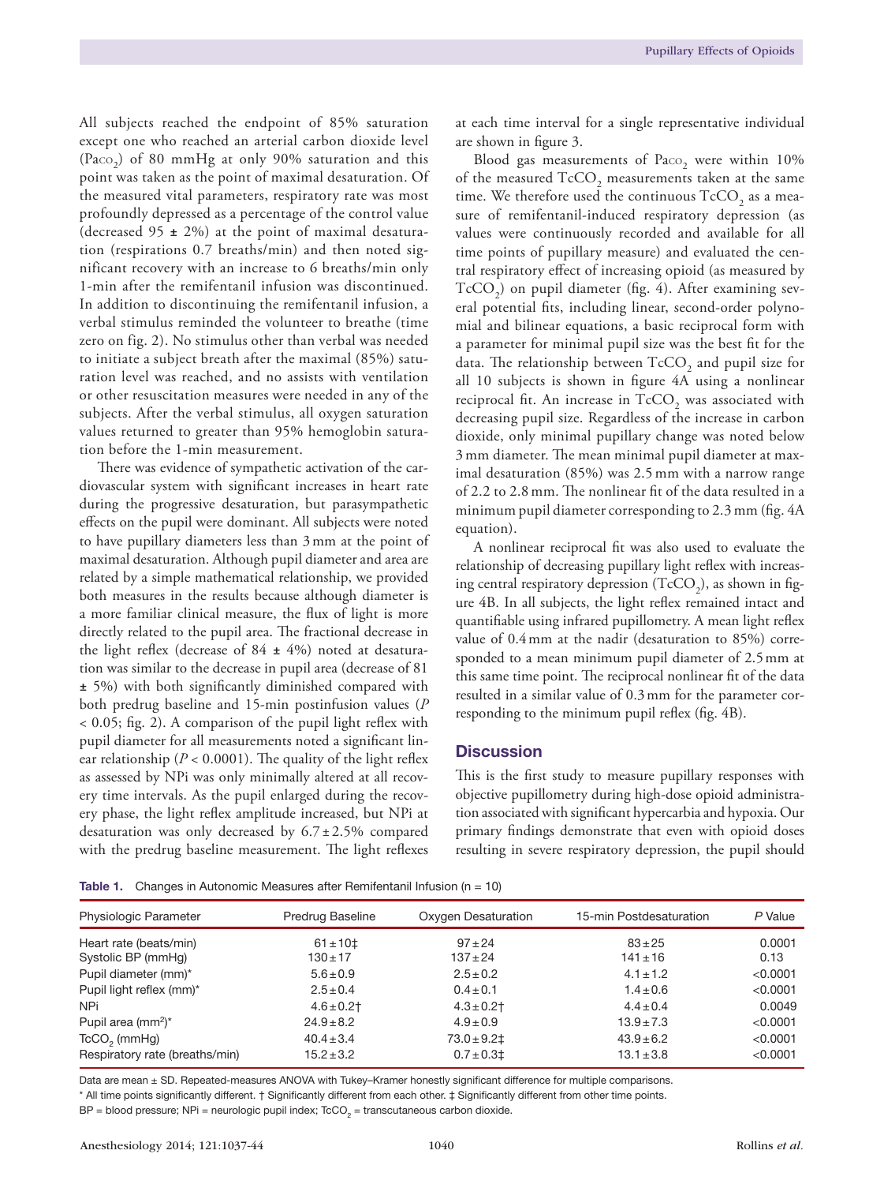All subjects reached the endpoint of 85% saturation except one who reached an arterial carbon dioxide level ($Pa_{CO_2}$) of 80 mmHg at only 90% saturation and this point was taken as the point of maximal desaturation. Of the measured vital parameters, respiratory rate was most profoundly depressed as a percentage of the control value (decreased 95 ± 2%) at the point of maximal desaturation (respirations 0.7 breaths/min) and then noted significant recovery with an increase to 6 breaths/min only 1-min after the remifentanil infusion was discontinued. In addition to discontinuing the remifentanil infusion, a verbal stimulus reminded the volunteer to breathe (time zero on fig. 2). No stimulus other than verbal was needed to initiate a subject breath after the maximal (85%) saturation level was reached, and no assists with ventilation or other resuscitation measures were needed in any of the subjects. After the verbal stimulus, all oxygen saturation values returned to greater than 95% hemoglobin saturation before the 1-min measurement.

There was evidence of sympathetic activation of the cardiovascular system with significant increases in heart rate during the progressive desaturation, but parasympathetic effects on the pupil were dominant. All subjects were noted to have pupillary diameters less than 3 mm at the point of maximal desaturation. Although pupil diameter and area are related by a simple mathematical relationship, we provided both measures in the results because although diameter is a more familiar clinical measure, the flux of light is more directly related to the pupil area. The fractional decrease in the light reflex (decrease of 84 ± 4%) noted at desaturation was similar to the decrease in pupil area (decrease of 81 ± 5%) with both significantly diminished compared with both predrug baseline and 15-min postinfusion values ($P < 0.05$; fig. 2). A comparison of the pupil light reflex with pupil diameter for all measurements noted a significant linear relationship ($P < 0.0001$). The quality of the light reflex as assessed by NPi was only minimally altered at all recovery time intervals. As the pupil enlarged during the recovery phase, the light reflex amplitude increased, but NPi at desaturation was only decreased by 6.7 ± 2.5% compared with the predrug baseline measurement. The light reflexes at each time interval for a single representative individual are shown in figure 3.

Blood gas measurements of $Pa_{CO_2}$ were within 10% of the measured $TcCO_2$ measurements taken at the same time. We therefore used the continuous $TcCO_2$ as a measure of remifentanil-induced respiratory depression (as values were continuously recorded and available for all time points of pupillary measure) and evaluated the central respiratory effect of increasing opioid (as measured by $TcCO_2$) on pupil diameter (fig. 4). After examining several potential fits, including linear, second-order polynomial and bilinear equations, a basic reciprocal form with a parameter for minimal pupil size was the best fit for the data. The relationship between $TcCO_2$ and pupil size for all 10 subjects is shown in figure 4A using a nonlinear reciprocal fit. An increase in $TcCO_2$ was associated with decreasing pupil size. Regardless of the increase in carbon dioxide, only minimal pupillary change was noted below 3 mm diameter. The mean minimal pupil diameter at maximal desaturation (85%) was 2.5 mm with a narrow range of 2.2 to 2.8 mm. The nonlinear fit of the data resulted in a minimum pupil diameter corresponding to 2.3 mm (fig. 4A equation).

A nonlinear reciprocal fit was also used to evaluate the relationship of decreasing pupillary light reflex with increasing central respiratory depression ($TcCO_2$), as shown in figure 4B. In all subjects, the light reflex remained intact and quantifiable using infrared pupillometry. A mean light reflex value of 0.4 mm at the nadir (desaturation to 85%) corresponded to a mean minimum pupil diameter of 2.5 mm at this same time point. The reciprocal nonlinear fit of the data resulted in a similar value of 0.3 mm for the parameter corresponding to the minimum pupil reflex (fig. 4B).

## Discussion

This is the first study to measure pupillary responses with objective pupillometry during high-dose opioid administration associated with significant hypercarbia and hypoxia. Our primary findings demonstrate that even with opioid doses resulting in severe respiratory depression, the pupil should

**Table 1.** Changes in Autonomic Measures after Remifentanil Infusion (n = 10)

| Physiologic Parameter | Predrug Baseline | Oxygen Desaturation | 15-min Postdesaturation | *P* Value |
|---|---|---|---|---|
| Heart rate (beats/min) | 61 ± 10‡ | 97 ± 24 | 83 ± 25 | 0.0001 |
| Systolic BP (mmHg) | 130 ± 17 | 137 ± 24 | 141 ± 16 | 0.13 |
| Pupil diameter (mm)* | 5.6 ± 0.9 | 2.5 ± 0.2 | 4.1 ± 1.2 | <0.0001 |
| Pupil light reflex (mm)* | 2.5 ± 0.4 | 0.4 ± 0.1 | 1.4 ± 0.6 | <0.0001 |
| NPi | 4.6 ± 0.2† | 4.3 ± 0.2† | 4.4 ± 0.4 | 0.0049 |
| Pupil area ($mm^2$)* | 24.9 ± 8.2 | 4.9 ± 0.9 | 13.9 ± 7.3 | <0.0001 |
| $TcCO_2$ (mmHg) | 40.4 ± 3.4 | 73.0 ± 9.2‡ | 43.9 ± 6.2 | <0.0001 |
| Respiratory rate (breaths/min) | 15.2 ± 3.2 | 0.7 ± 0.3‡ | 13.1 ± 3.8 | <0.0001 |

Data are mean ± SD. Repeated-measures ANOVA with Tukey–Kramer honestly significant difference for multiple comparisons.
\* All time points significantly different. † Significantly different from each other. ‡ Significantly different from other time points.
BP = blood pressure; NPi = neurologic pupil index; $TcCO_2$ = transcutaneous carbon dioxide.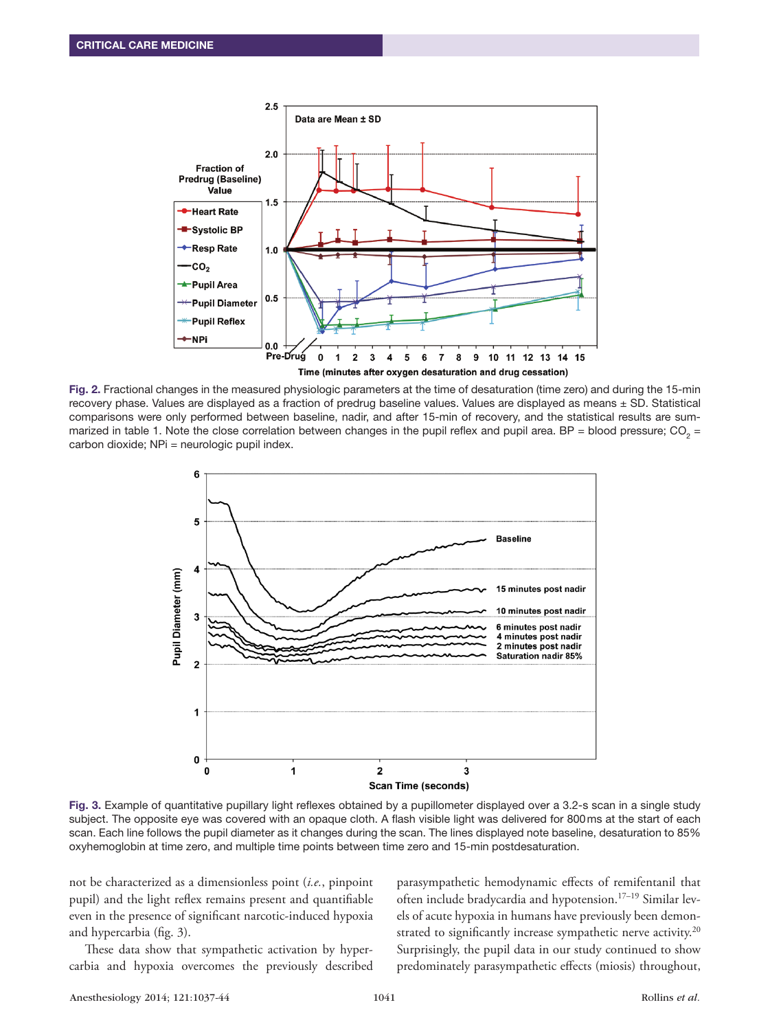Fig. 2. Fractional changes in the measured physiologic parameters at the time of desaturation (time zero) and during the 15-min recovery phase. Values are displayed as a fraction of predrug baseline values. Values are displayed as means ± SD. Statistical comparisons were only performed between baseline, nadir, and after 15-min of recovery, and the statistical results are summarized in table 1. Note the close correlation between changes in the pupil reflex and pupil area. BP = blood pressure; $CO_2$ = carbon dioxide; NPi = neurologic pupil index.

Fig. 3. Example of quantitative pupillary light reflexes obtained by a pupillometer displayed over a 3.2-s scan in a single study subject. The opposite eye was covered with an opaque cloth. A flash visible light was delivered for 800 ms at the start of each scan. Each line follows the pupil diameter as it changes during the scan. The lines displayed note baseline, desaturation to 85% oxyhemoglobin at time zero, and multiple time points between time zero and 15-min postdesaturation.

not be characterized as a dimensionless point (*i.e.*, pinpoint pupil) and the light reflex remains present and quantifiable even in the presence of significant narcotic-induced hypoxia and hypercarbia (fig. 3).

These data show that sympathetic activation by hypercarbia and hypoxia overcomes the previously described parasympathetic hemodynamic effects of remifentanil that often include bradycardia and hypotension.[17–19] Similar levels of acute hypoxia in humans have previously been demonstrated to significantly increase sympathetic nerve activity.[20] Surprisingly, the pupil data in our study continued to show predominately parasympathetic effects (miosis) throughout,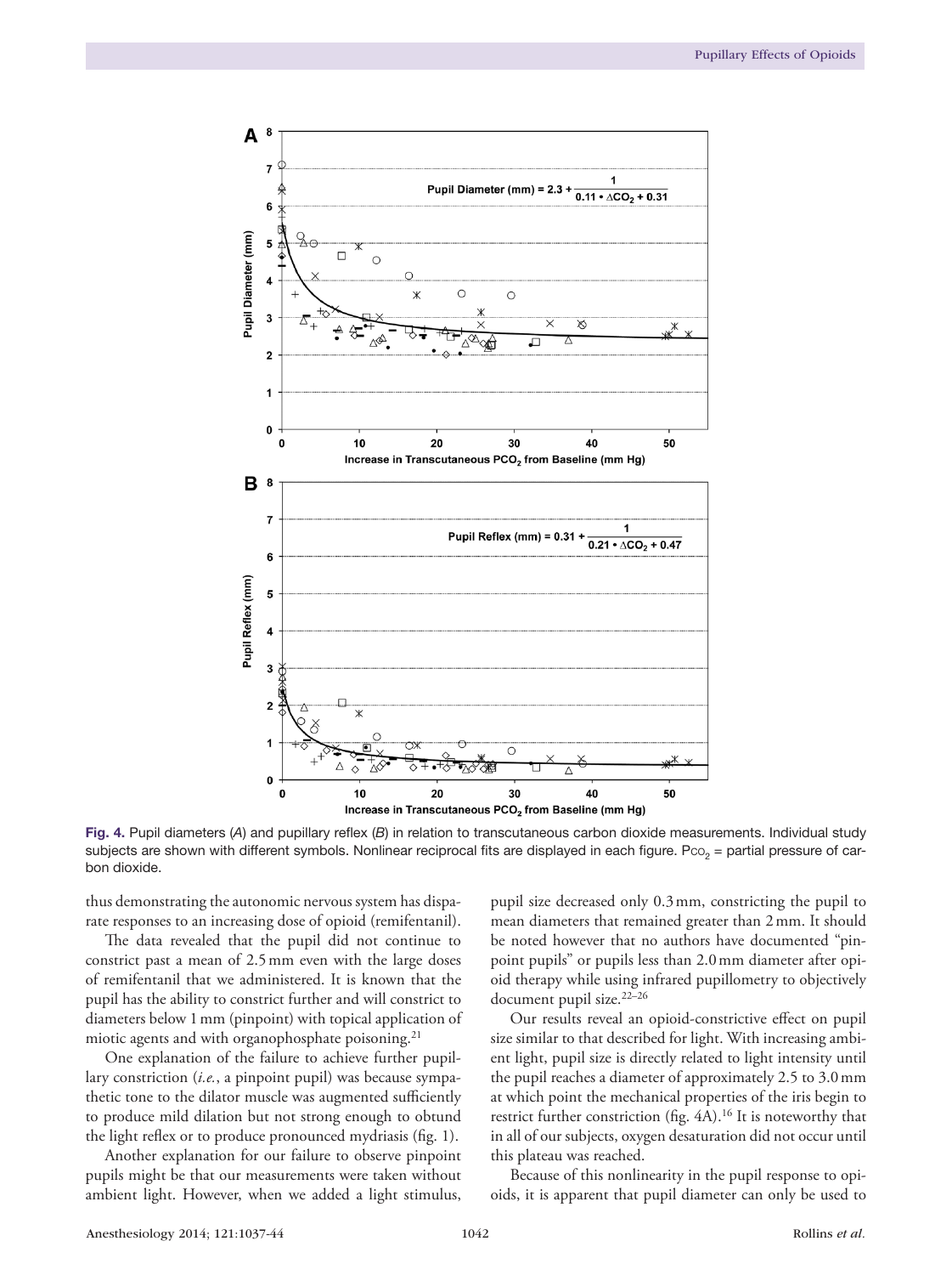**Fig. 4.** Pupil diameters (*A*) and pupillary reflex (*B*) in relation to transcutaneous carbon dioxide measurements. Individual study subjects are shown with different symbols. Nonlinear reciprocal fits are displayed in each figure. $P_{CO_2}$ = partial pressure of carbon dioxide.

thus demonstrating the autonomic nervous system has disparate responses to an increasing dose of opioid (remifentanil).

The data revealed that the pupil did not continue to constrict past a mean of 2.5 mm even with the large doses of remifentanil that we administered. It is known that the pupil has the ability to constrict further and will constrict to diameters below 1 mm (pinpoint) with topical application of miotic agents and with organophosphate poisoning.[21]

One explanation of the failure to achieve further pupillary constriction (*i.e.*, a pinpoint pupil) was because sympathetic tone to the dilator muscle was augmented sufficiently to produce mild dilation but not strong enough to obtund the light reflex or to produce pronounced mydriasis (fig. 1).

Another explanation for our failure to observe pinpoint pupils might be that our measurements were taken without ambient light. However, when we added a light stimulus, pupil size decreased only 0.3 mm, constricting the pupil to mean diameters that remained greater than 2 mm. It should be noted however that no authors have documented "pinpoint pupils" or pupils less than 2.0 mm diameter after opioid therapy while using infrared pupillometry to objectively document pupil size.[22–26]

Our results reveal an opioid-constrictive effect on pupil size similar to that described for light. With increasing ambient light, pupil size is directly related to light intensity until the pupil reaches a diameter of approximately 2.5 to 3.0 mm at which point the mechanical properties of the iris begin to restrict further constriction (fig. 4A).[16] It is noteworthy that in all of our subjects, oxygen desaturation did not occur until this plateau was reached.

Because of this nonlinearity in the pupil response to opioids, it is apparent that pupil diameter can only be used to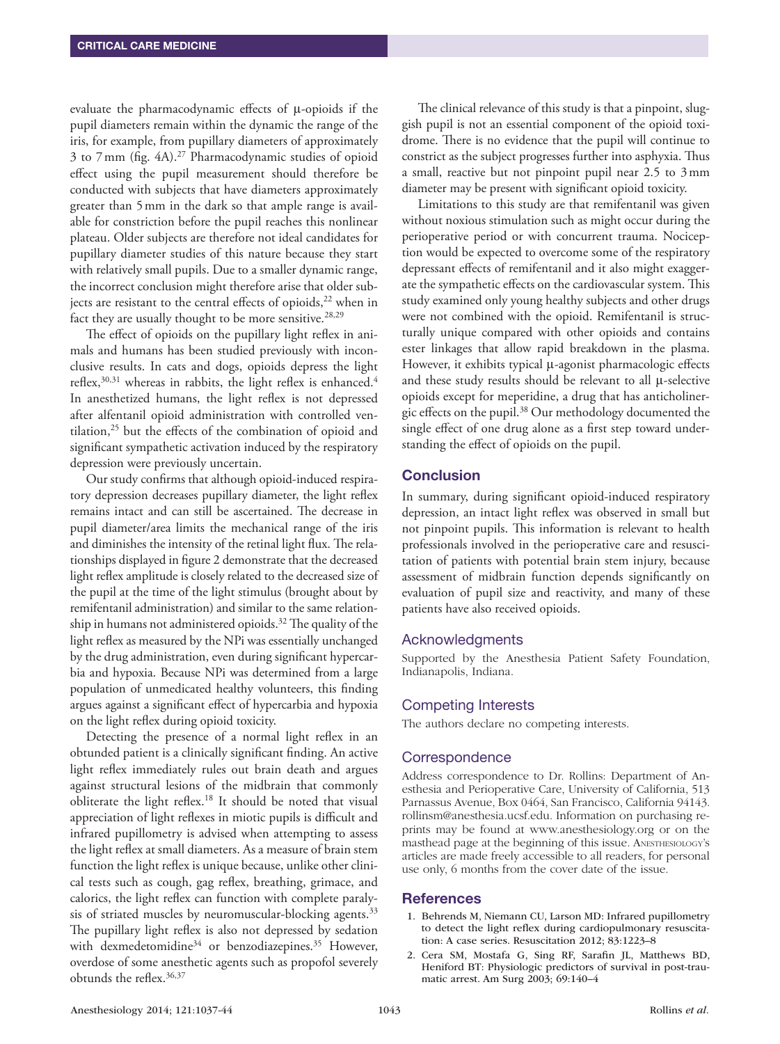evaluate the pharmacodynamic effects of μ-opioids if the pupil diameters remain within the dynamic the range of the iris, for example, from pupillary diameters of approximately 3 to 7 mm (fig. 4A).[27] Pharmacodynamic studies of opioid effect using the pupil measurement should therefore be conducted with subjects that have diameters approximately greater than 5 mm in the dark so that ample range is available for constriction before the pupil reaches this nonlinear plateau. Older subjects are therefore not ideal candidates for pupillary diameter studies of this nature because they start with relatively small pupils. Due to a smaller dynamic range, the incorrect conclusion might therefore arise that older subjects are resistant to the central effects of opioids,[22] when in fact they are usually thought to be more sensitive.[28,29]

The effect of opioids on the pupillary light reflex in animals and humans has been studied previously with inconclusive results. In cats and dogs, opioids depress the light reflex,[30,31] whereas in rabbits, the light reflex is enhanced.[4] In anesthetized humans, the light reflex is not depressed after alfentanil opioid administration with controlled ventilation,[25] but the effects of the combination of opioid and significant sympathetic activation induced by the respiratory depression were previously uncertain.

Our study confirms that although opioid-induced respiratory depression decreases pupillary diameter, the light reflex remains intact and can still be ascertained. The decrease in pupil diameter/area limits the mechanical range of the iris and diminishes the intensity of the retinal light flux. The relationships displayed in figure 2 demonstrate that the decreased light reflex amplitude is closely related to the decreased size of the pupil at the time of the light stimulus (brought about by remifentanil administration) and similar to the same relationship in humans not administered opioids.[32] The quality of the light reflex as measured by the NPi was essentially unchanged by the drug administration, even during significant hypercarbia and hypoxia. Because NPi was determined from a large population of unmedicated healthy volunteers, this finding argues against a significant effect of hypercarbia and hypoxia on the light reflex during opioid toxicity.

Detecting the presence of a normal light reflex in an obtunded patient is a clinically significant finding. An active light reflex immediately rules out brain death and argues against structural lesions of the midbrain that commonly obliterate the light reflex.[18] It should be noted that visual appreciation of light reflexes in miotic pupils is difficult and infrared pupillometry is advised when attempting to assess the light reflex at small diameters. As a measure of brain stem function the light reflex is unique because, unlike other clinical tests such as cough, gag reflex, breathing, grimace, and calorics, the light reflex can function with complete paralysis of striated muscles by neuromuscular-blocking agents.[33] The pupillary light reflex is also not depressed by sedation with dexmedetomidine[34] or benzodiazepines.[35] However, overdose of some anesthetic agents such as propofol severely obtunds the reflex.[36,37]

The clinical relevance of this study is that a pinpoint, sluggish pupil is not an essential component of the opioid toxidrome. There is no evidence that the pupil will continue to constrict as the subject progresses further into asphyxia. Thus a small, reactive but not pinpoint pupil near 2.5 to 3 mm diameter may be present with significant opioid toxicity.

Limitations to this study are that remifentanil was given without noxious stimulation such as might occur during the perioperative period or with concurrent trauma. Nociception would be expected to overcome some of the respiratory depressant effects of remifentanil and it also might exaggerate the sympathetic effects on the cardiovascular system. This study examined only young healthy subjects and other drugs were not combined with the opioid. Remifentanil is structurally unique compared with other opioids and contains ester linkages that allow rapid breakdown in the plasma. However, it exhibits typical μ-agonist pharmacologic effects and these study results should be relevant to all μ-selective opioids except for meperidine, a drug that has anticholinergic effects on the pupil.[38] Our methodology documented the single effect of one drug alone as a first step toward understanding the effect of opioids on the pupil.

## Conclusion

In summary, during significant opioid-induced respiratory depression, an intact light reflex was observed in small but not pinpoint pupils. This information is relevant to health professionals involved in the perioperative care and resuscitation of patients with potential brain stem injury, because assessment of midbrain function depends significantly on evaluation of pupil size and reactivity, and many of these patients have also received opioids.

## Acknowledgments

Supported by the Anesthesia Patient Safety Foundation, Indianapolis, Indiana.

## Competing Interests

The authors declare no competing interests.

## Correspondence

Address correspondence to Dr. Rollins: Department of Anesthesia and Perioperative Care, University of California, 513 Parnassus Avenue, Box 0464, San Francisco, California 94143. rollinsm@anesthesia.ucsf.edu. Information on purchasing reprints may be found at www.anesthesiology.org or on the masthead page at the beginning of this issue. Anesthesiology's articles are made freely accessible to all readers, for personal use only, 6 months from the cover date of the issue.

## References

1. Behrends M, Niemann CU, Larson MD: Infrared pupillometry to detect the light reflex during cardiopulmonary resuscitation: A case series. Resuscitation 2012; 83:1223–8
2. Cera SM, Mostafa G, Sing RF, Sarafin JL, Matthews BD, Heniford BT: Physiologic predictors of survival in post-traumatic arrest. Am Surg 2003; 69:140–4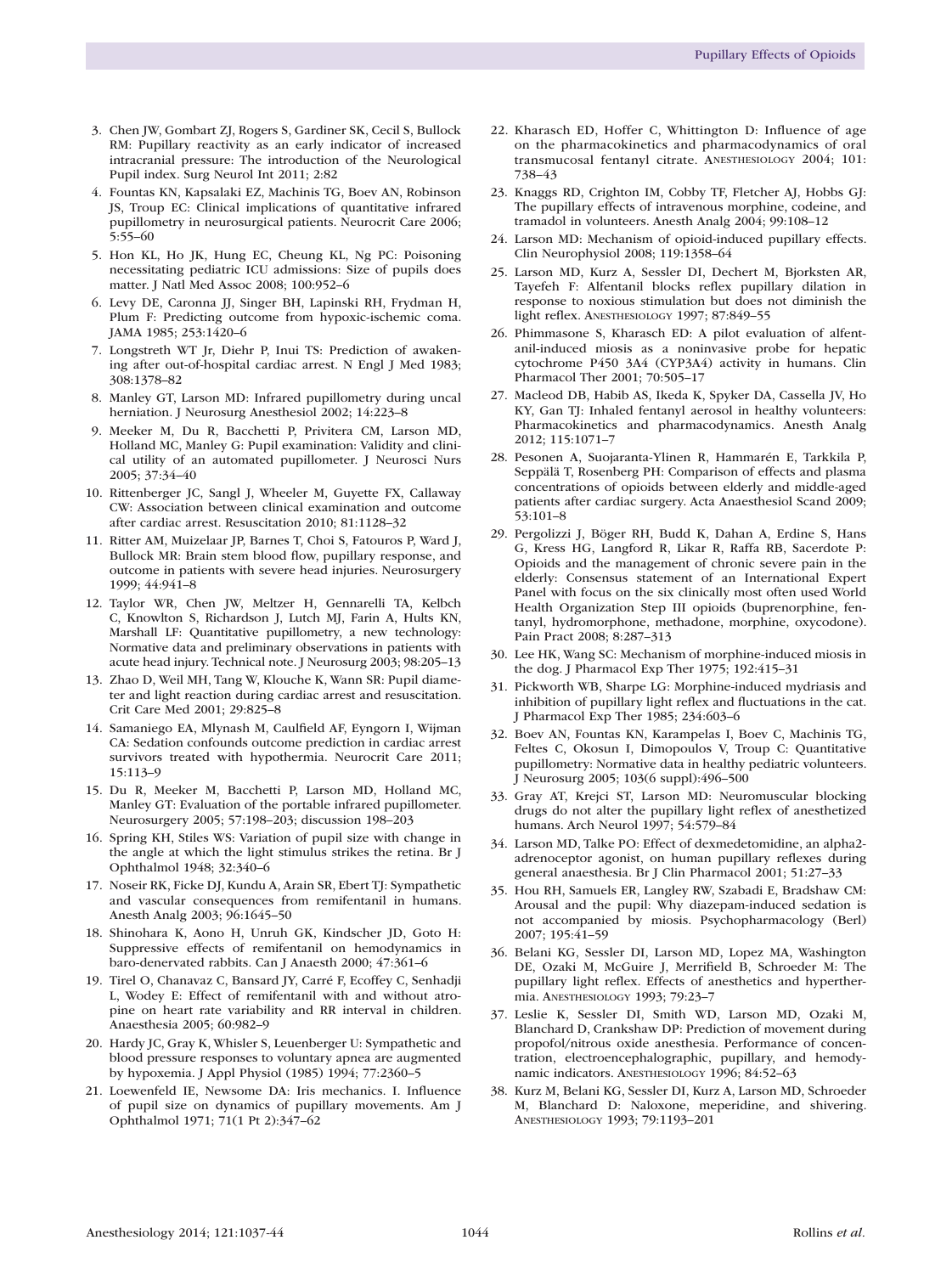3. Chen JW, Gombart ZJ, Rogers S, Gardiner SK, Cecil S, Bullock RM: Pupillary reactivity as an early indicator of increased intracranial pressure: The introduction of the Neurological Pupil index. Surg Neurol Int 2011; 2:82
4. Fountas KN, Kapsalaki EZ, Machinis TG, Boev AN, Robinson JS, Troup EC: Clinical implications of quantitative infrared pupillometry in neurosurgical patients. Neurocrit Care 2006; 5:55–60
5. Hon KL, Ho JK, Hung EC, Cheung KL, Ng PC: Poisoning necessitating pediatric ICU admissions: Size of pupils does matter. J Natl Med Assoc 2008; 100:952–6
6. Levy DE, Caronna JJ, Singer BH, Lapinski RH, Frydman H, Plum F: Predicting outcome from hypoxic-ischemic coma. JAMA 1985; 253:1420–6
7. Longstreth WT Jr, Diehr P, Inui TS: Prediction of awakening after out-of-hospital cardiac arrest. N Engl J Med 1983; 308:1378–82
8. Manley GT, Larson MD: Infrared pupillometry during uncal herniation. J Neurosurg Anesthesiol 2002; 14:223–8
9. Meeker M, Du R, Bacchetti P, Privitera CM, Larson MD, Holland MC, Manley G: Pupil examination: Validity and clinical utility of an automated pupillometer. J Neurosci Nurs 2005; 37:34–40
10. Rittenberger JC, Sangl J, Wheeler M, Guyette FX, Callaway CW: Association between clinical examination and outcome after cardiac arrest. Resuscitation 2010; 81:1128–32
11. Ritter AM, Muizelaar JP, Barnes T, Choi S, Fatouros P, Ward J, Bullock MR: Brain stem blood flow, pupillary response, and outcome in patients with severe head injuries. Neurosurgery 1999; 44:941–8
12. Taylor WR, Chen JW, Meltzer H, Gennarelli TA, Kelbch C, Knowlton S, Richardson J, Lutch MJ, Farin A, Hults KN, Marshall LF: Quantitative pupillometry, a new technology: Normative data and preliminary observations in patients with acute head injury. Technical note. J Neurosurg 2003; 98:205–13
13. Zhao D, Weil MH, Tang W, Klouche K, Wann SR: Pupil diameter and light reaction during cardiac arrest and resuscitation. Crit Care Med 2001; 29:825–8
14. Samaniego EA, Mlynash M, Caulfield AF, Eyngorn I, Wijman CA: Sedation confounds outcome prediction in cardiac arrest survivors treated with hypothermia. Neurocrit Care 2011; 15:113–9
15. Du R, Meeker M, Bacchetti P, Larson MD, Holland MC, Manley GT: Evaluation of the portable infrared pupillometer. Neurosurgery 2005; 57:198–203; discussion 198–203
16. Spring KH, Stiles WS: Variation of pupil size with change in the angle at which the light stimulus strikes the retina. Br J Ophthalmol 1948; 32:340–6
17. Noseir RK, Ficke DJ, Kundu A, Arain SR, Ebert TJ: Sympathetic and vascular consequences from remifentanil in humans. Anesth Analg 2003; 96:1645–50
18. Shinohara K, Aono H, Unruh GK, Kindscher JD, Goto H: Suppressive effects of remifentanil on hemodynamics in baro-denervated rabbits. Can J Anaesth 2000; 47:361–6
19. Tirel O, Chanavaz C, Bansard JY, Carré F, Ecoffey C, Senhadji L, Wodey E: Effect of remifentanil with and without atropine on heart rate variability and RR interval in children. Anaesthesia 2005; 60:982–9
20. Hardy JC, Gray K, Whisler S, Leuenberger U: Sympathetic and blood pressure responses to voluntary apnea are augmented by hypoxemia. J Appl Physiol (1985) 1994; 77:2360–5
21. Loewenfeld IE, Newsome DA: Iris mechanics. I. Influence of pupil size on dynamics of pupillary movements. Am J Ophthalmol 1971; 71(1 Pt 2):347–62
22. Kharasch ED, Hoffer C, Whittington D: Influence of age on the pharmacokinetics and pharmacodynamics of oral transmucosal fentanyl citrate. Anesthesiology 2004; 101:738–43
23. Knaggs RD, Crighton IM, Cobby TF, Fletcher AJ, Hobbs GJ: The pupillary effects of intravenous morphine, codeine, and tramadol in volunteers. Anesth Analg 2004; 99:108–12
24. Larson MD: Mechanism of opioid-induced pupillary effects. Clin Neurophysiol 2008; 119:1358–64
25. Larson MD, Kurz A, Sessler DI, Dechert M, Bjorksten AR, Tayefeh F: Alfentanil blocks reflex pupillary dilation in response to noxious stimulation but does not diminish the light reflex. Anesthesiology 1997; 87:849–55
26. Phimmasone S, Kharasch ED: A pilot evaluation of alfentanil-induced miosis as a noninvasive probe for hepatic cytochrome P450 3A4 (CYP3A4) activity in humans. Clin Pharmacol Ther 2001; 70:505–17
27. Macleod DB, Habib AS, Ikeda K, Spyker DA, Cassella JV, Ho KY, Gan TJ: Inhaled fentanyl aerosol in healthy volunteers: Pharmacokinetics and pharmacodynamics. Anesth Analg 2012; 115:1071–7
28. Pesonen A, Suojaranta-Ylinen R, Hammarén E, Tarkkila P, Seppälä T, Rosenberg PH: Comparison of effects and plasma concentrations of opioids between elderly and middle-aged patients after cardiac surgery. Acta Anaesthesiol Scand 2009; 53:101–8
29. Pergolizzi J, Böger RH, Budd K, Dahan A, Erdine S, Hans G, Kress HG, Langford R, Likar R, Raffa RB, Sacerdote P: Opioids and the management of chronic severe pain in the elderly: Consensus statement of an International Expert Panel with focus on the six clinically most often used World Health Organization Step III opioids (buprenorphine, fentanyl, hydromorphone, methadone, morphine, oxycodone). Pain Pract 2008; 8:287–313
30. Lee HK, Wang SC: Mechanism of morphine-induced miosis in the dog. J Pharmacol Exp Ther 1975; 192:415–31
31. Pickworth WB, Sharpe LG: Morphine-induced mydriasis and inhibition of pupillary light reflex and fluctuations in the cat. J Pharmacol Exp Ther 1985; 234:603–6
32. Boev AN, Fountas KN, Karampelas I, Boev C, Machinis TG, Feltes C, Okosun I, Dimopoulos V, Troup C: Quantitative pupillometry: Normative data in healthy pediatric volunteers. J Neurosurg 2005; 103(6 suppl):496–500
33. Gray AT, Krejci ST, Larson MD: Neuromuscular blocking drugs do not alter the pupillary light reflex of anesthetized humans. Arch Neurol 1997; 54:579–84
34. Larson MD, Talke PO: Effect of dexmedetomidine, an alpha2-adrenoceptor agonist, on human pupillary reflexes during general anaesthesia. Br J Clin Pharmacol 2001; 51:27–33
35. Hou RH, Samuels ER, Langley RW, Szabadi E, Bradshaw CM: Arousal and the pupil: Why diazepam-induced sedation is not accompanied by miosis. Psychopharmacology (Berl) 2007; 195:41–59
36. Belani KG, Sessler DI, Larson MD, Lopez MA, Washington DE, Ozaki M, McGuire J, Merrifield B, Schroeder M: The pupillary light reflex. Effects of anesthetics and hyperthermia. Anesthesiology 1993; 79:23–7
37. Leslie K, Sessler DI, Smith WD, Larson MD, Ozaki M, Blanchard D, Crankshaw DP: Prediction of movement during propofol/nitrous oxide anesthesia. Performance of concentration, electroencephalographic, pupillary, and hemodynamic indicators. Anesthesiology 1996; 84:52–63
38. Kurz M, Belani KG, Sessler DI, Kurz A, Larson MD, Schroeder M, Blanchard D: Naloxone, meperidine, and shivering. Anesthesiology 1993; 79:1193–201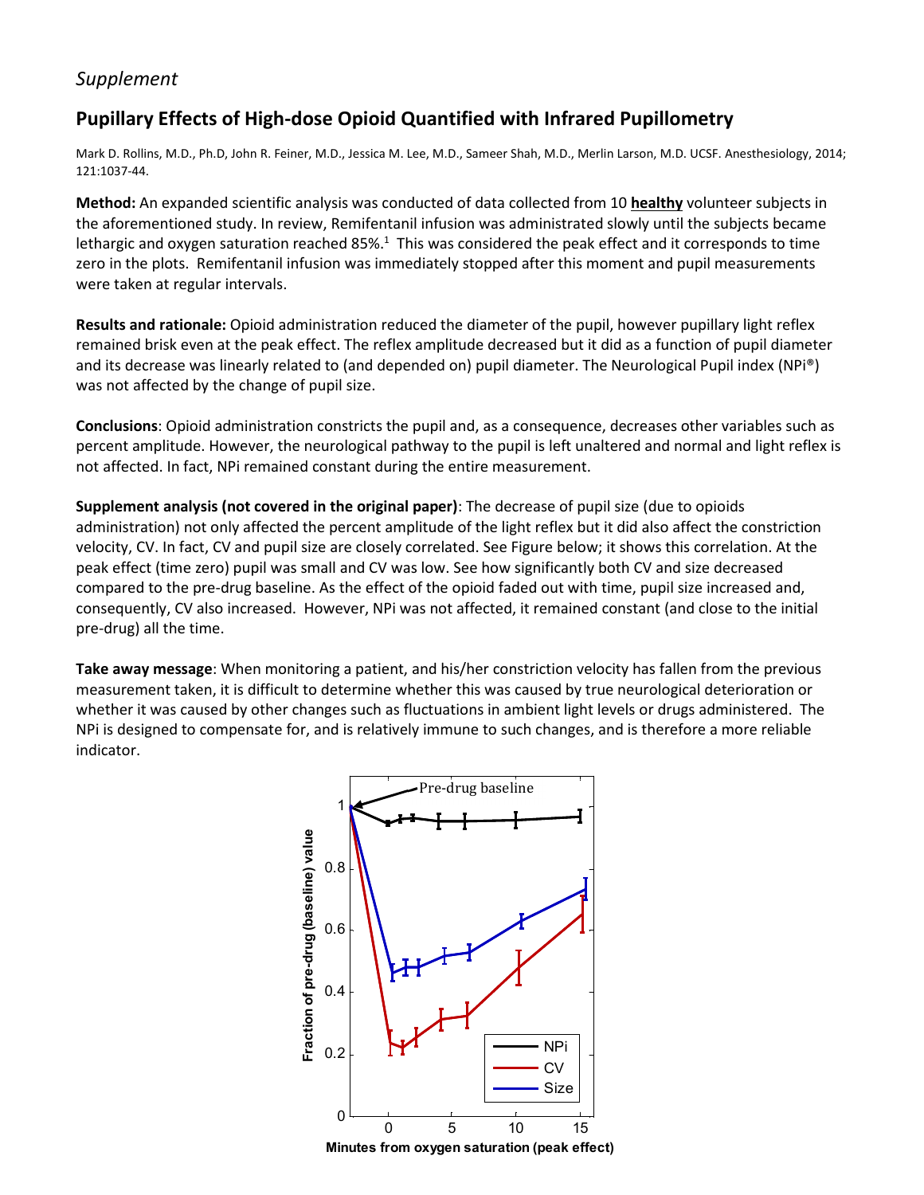*Supplement*

## Pupillary Effects of High-dose Opioid Quantified with Infrared Pupillometry

Mark D. Rollins, M.D., Ph.D, John R. Feiner, M.D., Jessica M. Lee, M.D., Sameer Shah, M.D., Merlin Larson, M.D. UCSF. Anesthesiology, 2014; 121:1037-44.

**Method:** An expanded scientific analysis was conducted of data collected from 10 **healthy** volunteer subjects in the aforementioned study. In review, Remifentanil infusion was administrated slowly until the subjects became lethargic and oxygen saturation reached 85%.[1] This was considered the peak effect and it corresponds to time zero in the plots. Remifentanil infusion was immediately stopped after this moment and pupil measurements were taken at regular intervals.

**Results and rationale:** Opioid administration reduced the diameter of the pupil, however pupillary light reflex remained brisk even at the peak effect. The reflex amplitude decreased but it did as a function of pupil diameter and its decrease was linearly related to (and depended on) pupil diameter. The Neurological Pupil index (NPi®) was not affected by the change of pupil size.

**Conclusions**: Opioid administration constricts the pupil and, as a consequence, decreases other variables such as percent amplitude. However, the neurological pathway to the pupil is left unaltered and normal and light reflex is not affected. In fact, NPi remained constant during the entire measurement.

**Supplement analysis (not covered in the original paper)**: The decrease of pupil size (due to opioids administration) not only affected the percent amplitude of the light reflex but it did also affect the constriction velocity, CV. In fact, CV and pupil size are closely correlated. See Figure below; it shows this correlation. At the peak effect (time zero) pupil was small and CV was low. See how significantly both CV and size decreased compared to the pre-drug baseline. As the effect of the opioid faded out with time, pupil size increased and, consequently, CV also increased. However, NPi was not affected, it remained constant (and close to the initial pre-drug) all the time.

**Take away message**: When monitoring a patient, and his/her constriction velocity has fallen from the previous measurement taken, it is difficult to determine whether this was caused by true neurological deterioration or whether it was caused by other changes such as fluctuations in ambient light levels or drugs administered. The NPi is designed to compensate for, and is relatively immune to such changes, and is therefore a more reliable indicator.

Pre-drug baseline

Fraction of pre-drug (baseline) value

0
0.2
0.4
0.6
0.8
1

NPi
CV
Size

0
5
10
15

Minutes from oxygen saturation (peak effect)